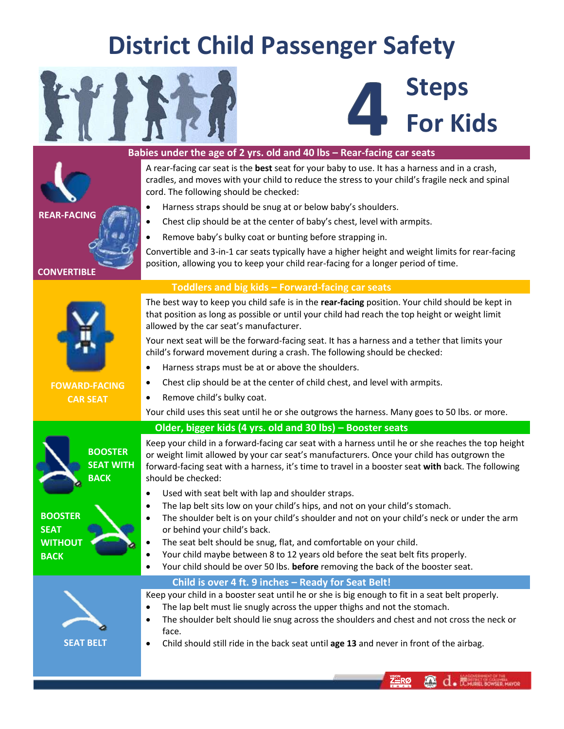# District Child Passenger Safety

# 4 Steps For Kids

## Babies under the age of 2 yrs. old and 40 lbs – Rear-facing car seats

REAR-FACING

CONVERTIBLE

A rear-facing car seat is the **best** seat for your baby to use. It has a harness and in a crash, cradles, and moves with your child to reduce the stress to your child's fragile neck and spinal cord. The following should be checked:

- Harness straps should be snug at or below baby's shoulders.
- Chest clip should be at the center of baby's chest, level with armpits.
- Remove baby's bulky coat or bunting before strapping in.

Convertible and 3-in-1 car seats typically have a higher height and weight limits for rear-facing position, allowing you to keep your child rear-facing for a longer period of time.

## Toddlers and big kids – Forward-facing car seats

FOWARD-FACING CAR SEAT

The best way to keep you child safe is in the **rear-facing** position. Your child should be kept in that position as long as possible or until your child had reach the top height or weight limit allowed by the car seat's manufacturer.

Your next seat will be the forward-facing seat. It has a harness and a tether that limits your child's forward movement during a crash. The following should be checked:

- Harness straps must be at or above the shoulders.
- Chest clip should be at the center of child chest, and level with armpits.
- Remove child's bulky coat.

Your child uses this seat until he or she outgrows the harness. Many goes to 50 lbs. or more.

## Older, bigger kids (4 yrs. old and 30 lbs) – Booster seats

BOOSTER SEAT WITH BACK

BOOSTER SEAT WITHOUT BACK

Keep your child in a forward-facing car seat with a harness until he or she reaches the top height or weight limit allowed by your car seat's manufacturers. Once your child has outgrown the forward-facing seat with a harness, it's time to travel in a booster seat **with** back. The following should be checked:

- Used with seat belt with lap and shoulder straps.
- The lap belt sits low on your child's hips, and not on your child's stomach.
- The shoulder belt is on your child's shoulder and not on your child's neck or under the arm or behind your child's back.
- The seat belt should be snug, flat, and comfortable on your child.
- Your child maybe between 8 to 12 years old before the seat belt fits properly.
- Your child should be over 50 lbs. **before** removing the back of the booster seat.

## Child is over 4 ft. 9 inches – Ready for Seat Belt!

SEAT BELT

Keep your child in a booster seat until he or she is big enough to fit in a seat belt properly.

- The lap belt must lie snugly across the upper thighs and not the stomach.
- The shoulder belt should lie snug across the shoulders and chest and not cross the neck or face.
- Child should still ride in the back seat until **age 13** and never in front of the airbag.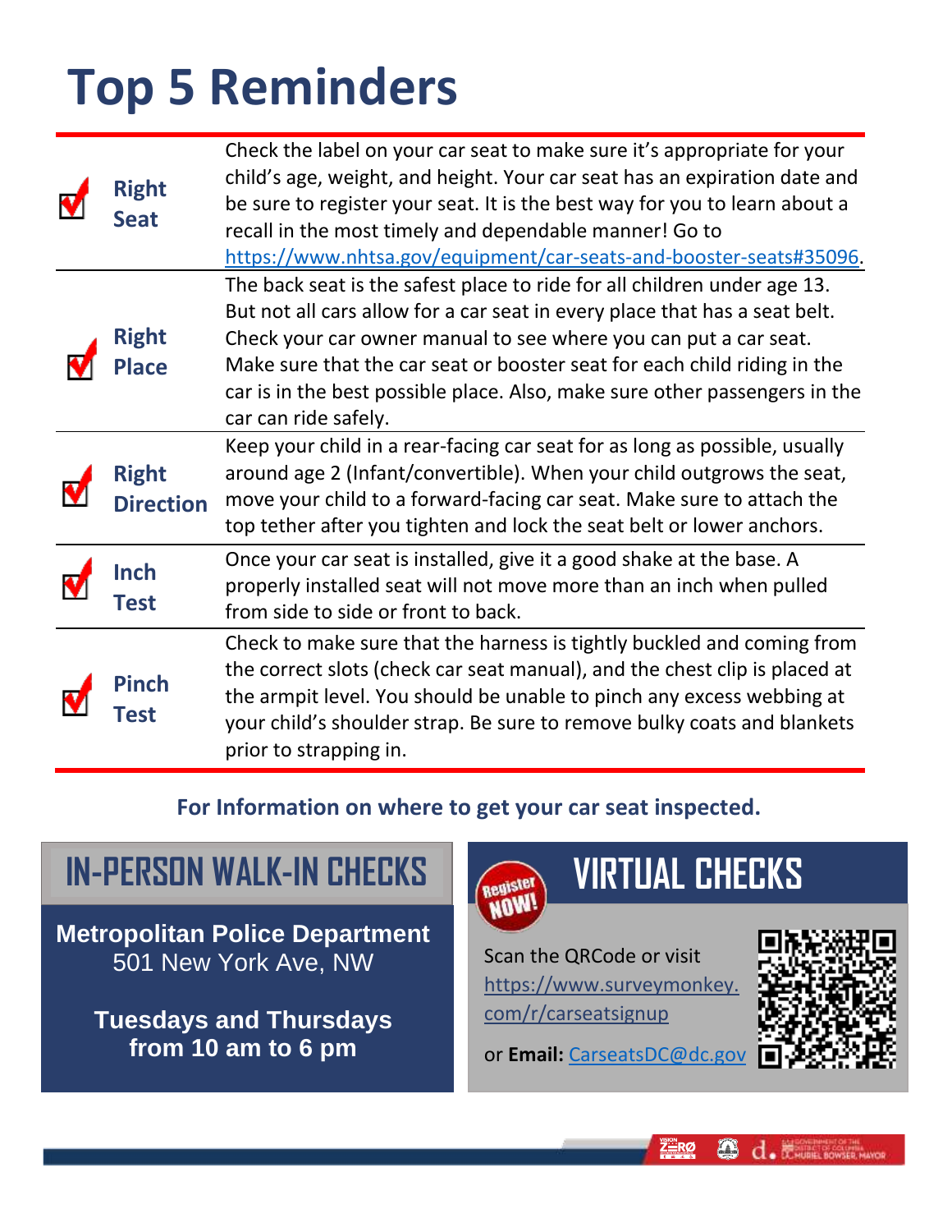# Top 5 Reminders

| | |
|---|---|
| **Right Seat** | Check the label on your car seat to make sure it's appropriate for your child's age, weight, and height. Your car seat has an expiration date and be sure to register your seat. It is the best way for you to learn about a recall in the most timely and dependable manner! Go to https://www.nhtsa.gov/equipment/car-seats-and-booster-seats#35096. |
| **Right Place** | The back seat is the safest place to ride for all children under age 13. But not all cars allow for a car seat in every place that has a seat belt. Check your car owner manual to see where you can put a car seat. Make sure that the car seat or booster seat for each child riding in the car is in the best possible place. Also, make sure other passengers in the car can ride safely. |
| **Right Direction** | Keep your child in a rear-facing car seat for as long as possible, usually around age 2 (Infant/convertible). When your child outgrows the seat, move your child to a forward-facing car seat. Make sure to attach the top tether after you tighten and lock the seat belt or lower anchors. |
| **Inch Test** | Once your car seat is installed, give it a good shake at the base. A properly installed seat will not move more than an inch when pulled from side to side or front to back. |
| **Pinch Test** | Check to make sure that the harness is tightly buckled and coming from the correct slots (check car seat manual), and the chest clip is placed at the armpit level. You should be unable to pinch any excess webbing at your child's shoulder strap. Be sure to remove bulky coats and blankets prior to strapping in. |

**For Information on where to get your car seat inspected.**

## IN-PERSON WALK-IN CHECKS

**Metropolitan Police Department**
501 New York Ave, NW

**Tuesdays and Thursdays from 10 am to 6 pm**

## VIRTUAL CHECKS

Register NOW!

Scan the QRCode or visit https://www.surveymonkey.com/r/carseatsignup

or **Email:** CarseatsDC@dc.gov